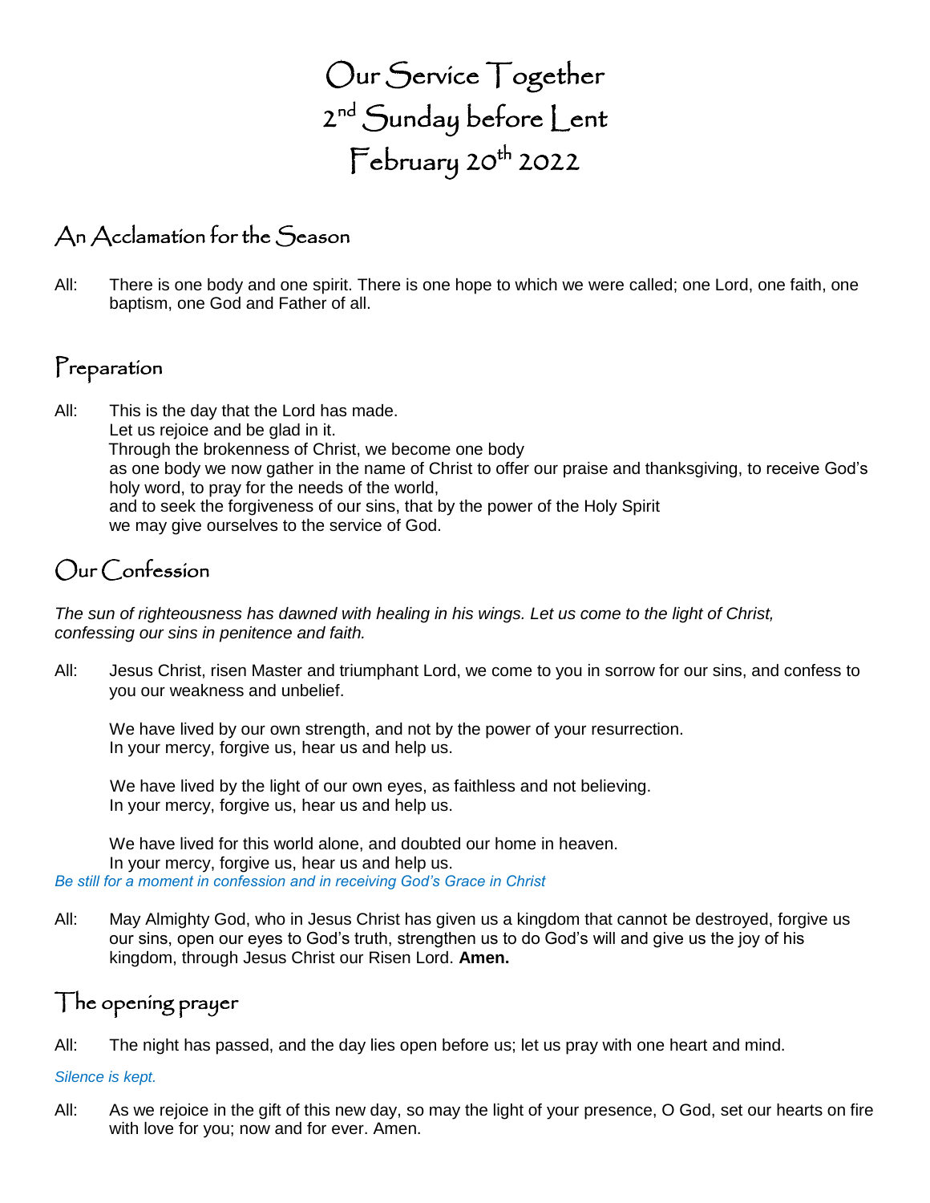# Our Service Together
# 2nd Sunday before Lent
# February 20th 2022

## An Acclamation for the Season

All: There is one body and one spirit. There is one hope to which we were called; one Lord, one faith, one baptism, one God and Father of all.

## Preparation

All: This is the day that the Lord has made.
Let us rejoice and be glad in it.
Through the brokenness of Christ, we become one body
as one body we now gather in the name of Christ to offer our praise and thanksgiving, to receive God's holy word, to pray for the needs of the world,
and to seek the forgiveness of our sins, that by the power of the Holy Spirit
we may give ourselves to the service of God.

## Our Confession

*The sun of righteousness has dawned with healing in his wings. Let us come to the light of Christ, confessing our sins in penitence and faith.*

All: Jesus Christ, risen Master and triumphant Lord, we come to you in sorrow for our sins, and confess to you our weakness and unbelief.

We have lived by our own strength, and not by the power of your resurrection.
In your mercy, forgive us, hear us and help us.

We have lived by the light of our own eyes, as faithless and not believing.
In your mercy, forgive us, hear us and help us.

We have lived for this world alone, and doubted our home in heaven.
In your mercy, forgive us, hear us and help us.

*Be still for a moment in confession and in receiving God's Grace in Christ*

All: May Almighty God, who in Jesus Christ has given us a kingdom that cannot be destroyed, forgive us our sins, open our eyes to God's truth, strengthen us to do God's will and give us the joy of his kingdom, through Jesus Christ our Risen Lord. **Amen.**

## The opening prayer

All: The night has passed, and the day lies open before us; let us pray with one heart and mind.

*Silence is kept.*

All: As we rejoice in the gift of this new day, so may the light of your presence, O God, set our hearts on fire with love for you; now and for ever. Amen.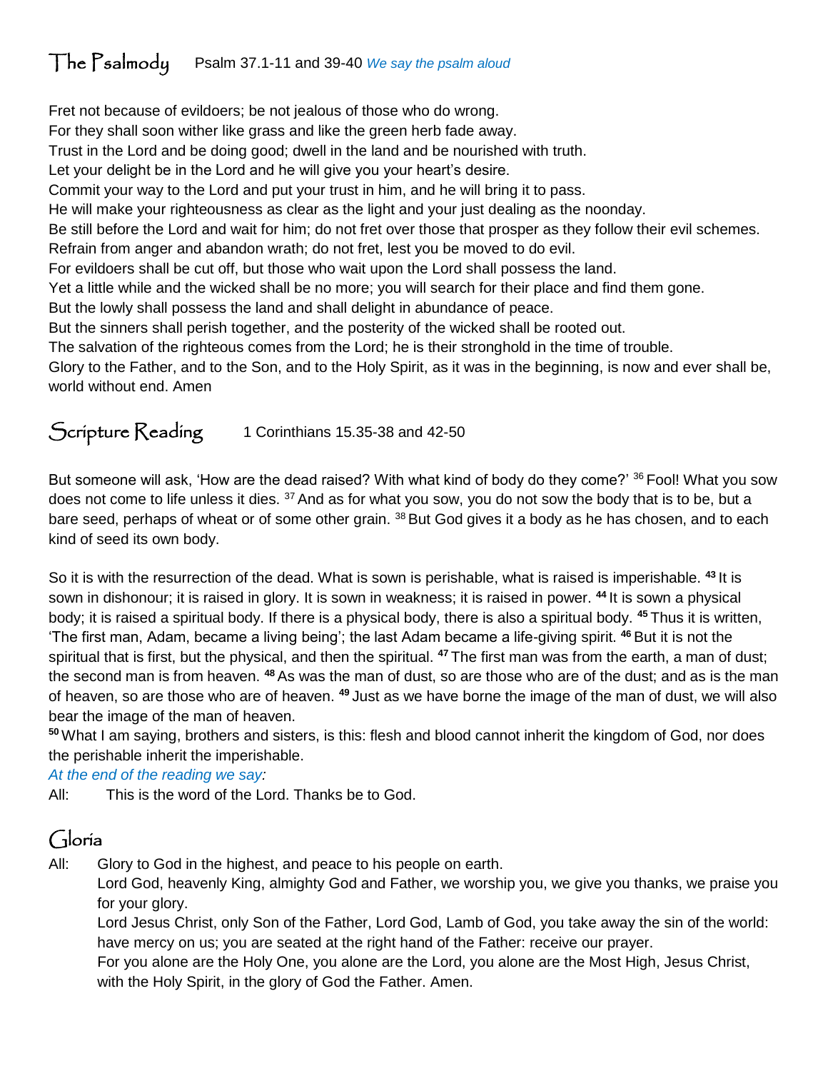## The Psalmody

Psalm 37.1-11 and 39-40 *We say the psalm aloud*

Fret not because of evildoers; be not jealous of those who do wrong.
For they shall soon wither like grass and like the green herb fade away.
Trust in the Lord and be doing good; dwell in the land and be nourished with truth.
Let your delight be in the Lord and he will give you your heart's desire.
Commit your way to the Lord and put your trust in him, and he will bring it to pass.
He will make your righteousness as clear as the light and your just dealing as the noonday.
Be still before the Lord and wait for him; do not fret over those that prosper as they follow their evil schemes.
Refrain from anger and abandon wrath; do not fret, lest you be moved to do evil.
For evildoers shall be cut off, but those who wait upon the Lord shall possess the land.
Yet a little while and the wicked shall be no more; you will search for their place and find them gone.
But the lowly shall possess the land and shall delight in abundance of peace.
But the sinners shall perish together, and the posterity of the wicked shall be rooted out.
The salvation of the righteous comes from the Lord; he is their stronghold in the time of trouble.
Glory to the Father, and to the Son, and to the Holy Spirit, as it was in the beginning, is now and ever shall be, world without end. Amen

## Scripture Reading

1 Corinthians 15.35-38 and 42-50

But someone will ask, 'How are the dead raised? With what kind of body do they come?' [36] Fool! What you sow does not come to life unless it dies. [37] And as for what you sow, you do not sow the body that is to be, but a bare seed, perhaps of wheat or of some other grain. [38] But God gives it a body as he has chosen, and to each kind of seed its own body.

So it is with the resurrection of the dead. What is sown is perishable, what is raised is imperishable. **[43]** It is sown in dishonour; it is raised in glory. It is sown in weakness; it is raised in power. **[44]** It is sown a physical body; it is raised a spiritual body. If there is a physical body, there is also a spiritual body. **[45]** Thus it is written, 'The first man, Adam, became a living being'; the last Adam became a life-giving spirit. **[46]** But it is not the spiritual that is first, but the physical, and then the spiritual. **[47]** The first man was from the earth, a man of dust; the second man is from heaven. **[48]** As was the man of dust, so are those who are of the dust; and as is the man of heaven, so are those who are of heaven. **[49]** Just as we have borne the image of the man of dust, we will also bear the image of the man of heaven.
**[50]** What I am saying, brothers and sisters, is this: flesh and blood cannot inherit the kingdom of God, nor does the perishable inherit the imperishable.

*At the end of the reading we say:*

All: This is the word of the Lord. Thanks be to God.

## Gloria

All: Glory to God in the highest, and peace to his people on earth.
Lord God, heavenly King, almighty God and Father, we worship you, we give you thanks, we praise you for your glory.
Lord Jesus Christ, only Son of the Father, Lord God, Lamb of God, you take away the sin of the world: have mercy on us; you are seated at the right hand of the Father: receive our prayer.
For you alone are the Holy One, you alone are the Lord, you alone are the Most High, Jesus Christ, with the Holy Spirit, in the glory of God the Father. Amen.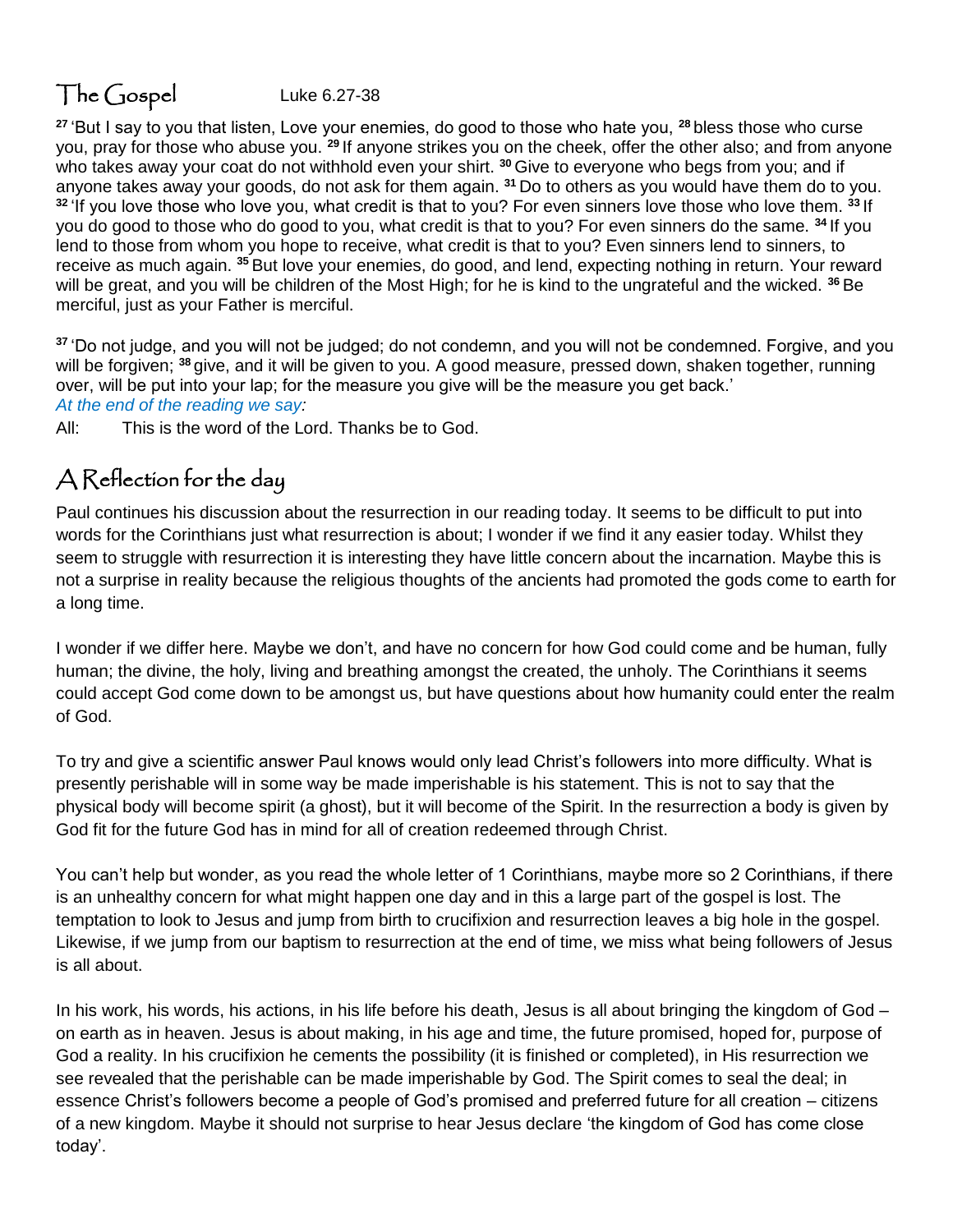## The Gospel Luke 6.27-38

[27] 'But I say to you that listen, Love your enemies, do good to those who hate you, [28] bless those who curse you, pray for those who abuse you. [29] If anyone strikes you on the cheek, offer the other also; and from anyone who takes away your coat do not withhold even your shirt. [30] Give to everyone who begs from you; and if anyone takes away your goods, do not ask for them again. [31] Do to others as you would have them do to you. [32] 'If you love those who love you, what credit is that to you? For even sinners love those who love them. [33] If you do good to those who do good to you, what credit is that to you? For even sinners do the same. [34] If you lend to those from whom you hope to receive, what credit is that to you? Even sinners lend to sinners, to receive as much again. [35] But love your enemies, do good, and lend, expecting nothing in return. Your reward will be great, and you will be children of the Most High; for he is kind to the ungrateful and the wicked. [36] Be merciful, just as your Father is merciful.

[37] 'Do not judge, and you will not be judged; do not condemn, and you will not be condemned. Forgive, and you will be forgiven; [38] give, and it will be given to you. A good measure, pressed down, shaken together, running over, will be put into your lap; for the measure you give will be the measure you get back.'

*At the end of the reading we say:*

All: This is the word of the Lord. Thanks be to God.

## A Reflection for the day

Paul continues his discussion about the resurrection in our reading today. It seems to be difficult to put into words for the Corinthians just what resurrection is about; I wonder if we find it any easier today. Whilst they seem to struggle with resurrection it is interesting they have little concern about the incarnation. Maybe this is not a surprise in reality because the religious thoughts of the ancients had promoted the gods come to earth for a long time.

I wonder if we differ here. Maybe we don't, and have no concern for how God could come and be human, fully human; the divine, the holy, living and breathing amongst the created, the unholy. The Corinthians it seems could accept God come down to be amongst us, but have questions about how humanity could enter the realm of God.

To try and give a scientific answer Paul knows would only lead Christ's followers into more difficulty. What is presently perishable will in some way be made imperishable is his statement. This is not to say that the physical body will become spirit (a ghost), but it will become of the Spirit. In the resurrection a body is given by God fit for the future God has in mind for all of creation redeemed through Christ.

You can't help but wonder, as you read the whole letter of 1 Corinthians, maybe more so 2 Corinthians, if there is an unhealthy concern for what might happen one day and in this a large part of the gospel is lost. The temptation to look to Jesus and jump from birth to crucifixion and resurrection leaves a big hole in the gospel. Likewise, if we jump from our baptism to resurrection at the end of time, we miss what being followers of Jesus is all about.

In his work, his words, his actions, in his life before his death, Jesus is all about bringing the kingdom of God – on earth as in heaven. Jesus is about making, in his age and time, the future promised, hoped for, purpose of God a reality. In his crucifixion he cements the possibility (it is finished or completed), in His resurrection we see revealed that the perishable can be made imperishable by God. The Spirit comes to seal the deal; in essence Christ's followers become a people of God's promised and preferred future for all creation – citizens of a new kingdom. Maybe it should not surprise to hear Jesus declare 'the kingdom of God has come close today'.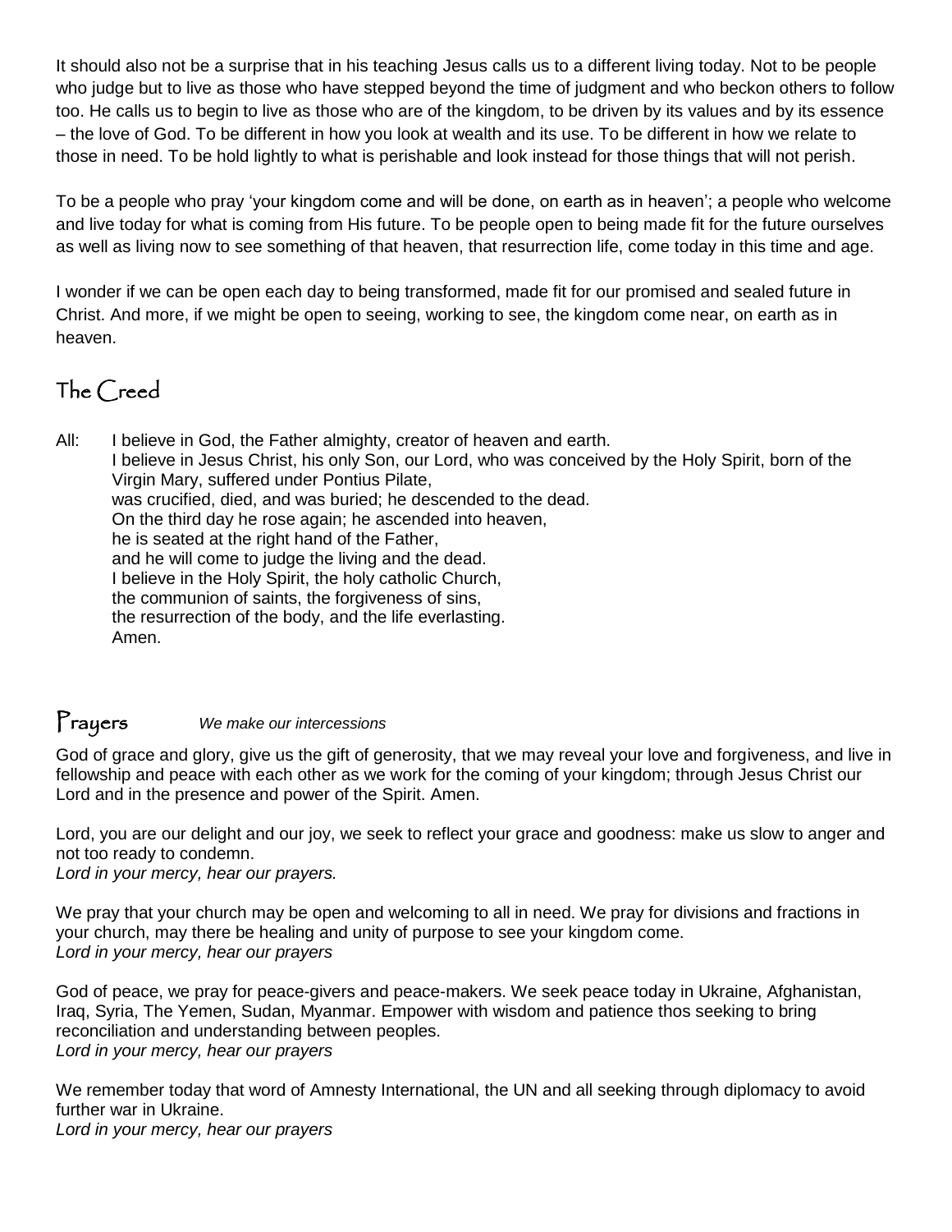It should also not be a surprise that in his teaching Jesus calls us to a different living today. Not to be people who judge but to live as those who have stepped beyond the time of judgment and who beckon others to follow too. He calls us to begin to live as those who are of the kingdom, to be driven by its values and by its essence – the love of God. To be different in how you look at wealth and its use. To be different in how we relate to those in need. To be hold lightly to what is perishable and look instead for those things that will not perish.

To be a people who pray 'your kingdom come and will be done, on earth as in heaven'; a people who welcome and live today for what is coming from His future. To be people open to being made fit for the future ourselves as well as living now to see something of that heaven, that resurrection life, come today in this time and age.

I wonder if we can be open each day to being transformed, made fit for our promised and sealed future in Christ. And more, if we might be open to seeing, working to see, the kingdom come near, on earth as in heaven.

## The Creed

All: I believe in God, the Father almighty, creator of heaven and earth.
I believe in Jesus Christ, his only Son, our Lord, who was conceived by the Holy Spirit, born of the Virgin Mary, suffered under Pontius Pilate,
was crucified, died, and was buried; he descended to the dead.
On the third day he rose again; he ascended into heaven,
he is seated at the right hand of the Father,
and he will come to judge the living and the dead.
I believe in the Holy Spirit, the holy catholic Church,
the communion of saints, the forgiveness of sins,
the resurrection of the body, and the life everlasting.
Amen.

## Prayers *We make our intercessions*

God of grace and glory, give us the gift of generosity, that we may reveal your love and forgiveness, and live in fellowship and peace with each other as we work for the coming of your kingdom; through Jesus Christ our Lord and in the presence and power of the Spirit. Amen.

Lord, you are our delight and our joy, we seek to reflect your grace and goodness: make us slow to anger and not too ready to condemn.
*Lord in your mercy, hear our prayers.*

We pray that your church may be open and welcoming to all in need. We pray for divisions and fractions in your church, may there be healing and unity of purpose to see your kingdom come.
*Lord in your mercy, hear our prayers*

God of peace, we pray for peace-givers and peace-makers. We seek peace today in Ukraine, Afghanistan, Iraq, Syria, The Yemen, Sudan, Myanmar. Empower with wisdom and patience thos seeking to bring reconciliation and understanding between peoples.
*Lord in your mercy, hear our prayers*

We remember today that word of Amnesty International, the UN and all seeking through diplomacy to avoid further war in Ukraine.
*Lord in your mercy, hear our prayers*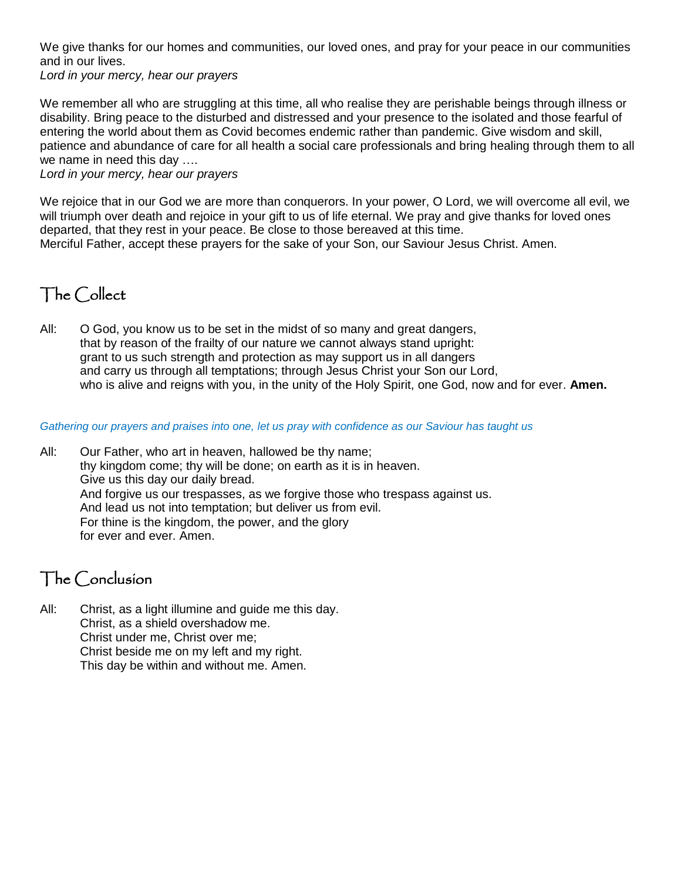We give thanks for our homes and communities, our loved ones, and pray for your peace in our communities and in our lives.
*Lord in your mercy, hear our prayers*

We remember all who are struggling at this time, all who realise they are perishable beings through illness or disability. Bring peace to the disturbed and distressed and your presence to the isolated and those fearful of entering the world about them as Covid becomes endemic rather than pandemic. Give wisdom and skill, patience and abundance of care for all health a social care professionals and bring healing through them to all we name in need this day ….
*Lord in your mercy, hear our prayers*

We rejoice that in our God we are more than conquerors. In your power, O Lord, we will overcome all evil, we will triumph over death and rejoice in your gift to us of life eternal. We pray and give thanks for loved ones departed, that they rest in your peace. Be close to those bereaved at this time.
Merciful Father, accept these prayers for the sake of your Son, our Saviour Jesus Christ. Amen.

## The Collect

All: O God, you know us to be set in the midst of so many and great dangers,
that by reason of the frailty of our nature we cannot always stand upright:
grant to us such strength and protection as may support us in all dangers
and carry us through all temptations; through Jesus Christ your Son our Lord,
who is alive and reigns with you, in the unity of the Holy Spirit, one God, now and for ever. **Amen.**

*Gathering our prayers and praises into one, let us pray with confidence as our Saviour has taught us*

All: Our Father, who art in heaven, hallowed be thy name;
thy kingdom come; thy will be done; on earth as it is in heaven.
Give us this day our daily bread.
And forgive us our trespasses, as we forgive those who trespass against us.
And lead us not into temptation; but deliver us from evil.
For thine is the kingdom, the power, and the glory
for ever and ever. Amen.

## The Conclusion

All: Christ, as a light illumine and guide me this day.
Christ, as a shield overshadow me.
Christ under me, Christ over me;
Christ beside me on my left and my right.
This day be within and without me. Amen.